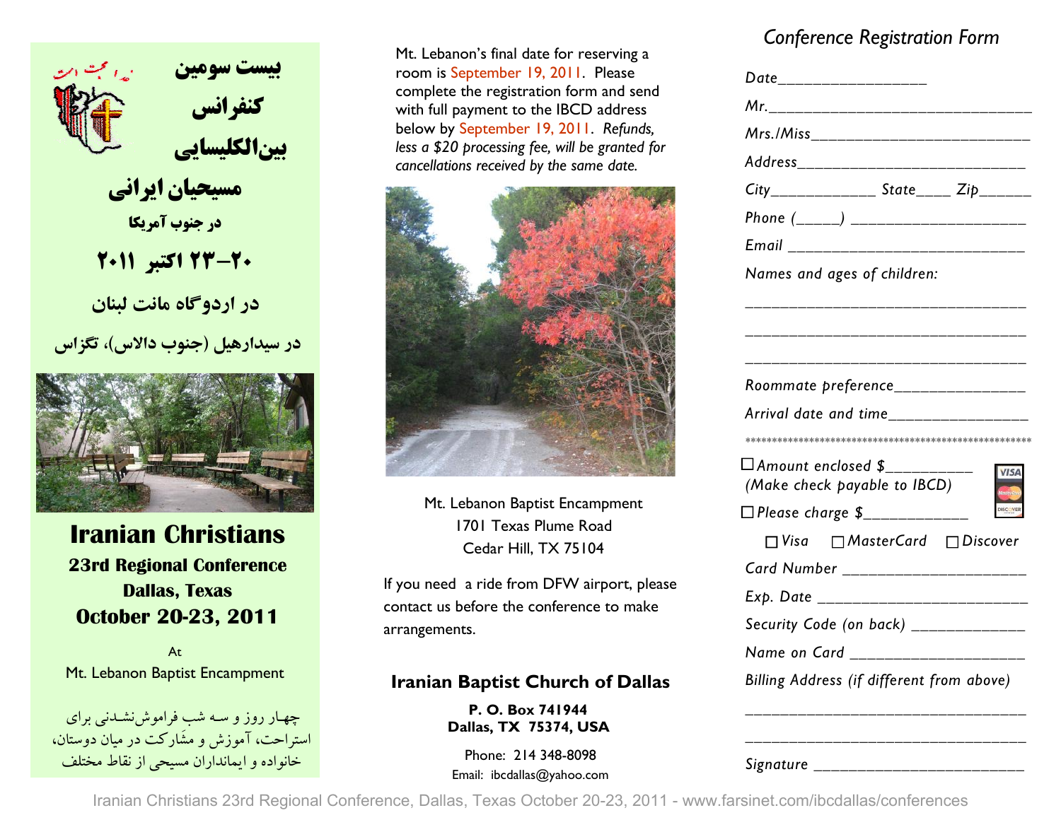خدا محبت است

# بیست سومین کنفرانس بین‌الکلیسایی مسیحیان ایرانی

**در جنوب آمریکا**

**۲۰–۲۳ اکتبر ۲۰۱۱**

**در اردوگاه مانت لبنان**

**در سیدارهیل (جنوب دالاس)، تگزاس**

# Iranian Christians

**23rd Regional Conference**
**Dallas, Texas**
**October 20-23, 2011**

At
Mt. Lebanon Baptist Encampment

چهار روز و سه شب فراموش‌نشدنی برای استراحت، آموزش و مشارکت در میان دوستان، خانواده و ایمانداران مسیحی از نقاط مختلف

Mt. Lebanon's final date for reserving a room is September 19, 2011. Please complete the registration form and send with full payment to the IBCD address below by September 19, 2011. *Refunds, less a $20 processing fee, will be granted for cancellations received by the same date.*

Mt. Lebanon Baptist Encampment
1701 Texas Plume Road
Cedar Hill, TX 75104

If you need a ride from DFW airport, please contact us before the conference to make arrangements.

**Iranian Baptist Church of Dallas**

**P. O. Box 741944**
**Dallas, TX 75374, USA**

Phone: 214 348-8098
Email: ibcdallas@yahoo.com

## *Conference Registration Form*

*Date*_______________

*Mr.*_______________________________

*Mrs./Miss*__________________________

*Address*___________________________

*City*___________ *State*____ *Zip*______

*Phone* (_____) _____________________

*Email* _____________________________

*Names and ages of children:*

_________________________________

_________________________________

_________________________________

*Roommate preference*_______________

*Arrival date and time*_______________

*****************************************************

☐ *Amount enclosed $*__________
*(Make check payable to IBCD)*

☐ *Please charge $*____________

☐ *Visa* ☐ *MasterCard* ☐ *Discover*

*Card Number* ______________________

*Exp. Date* _________________________

*Security Code (on back)* _____________

*Name on Card* _____________________

*Billing Address (if different from above)*

_________________________________

_________________________________

*Signature* _________________________

Iranian Christians 23rd Regional Conference, Dallas, Texas October 20-23, 2011 - www.farsinet.com/ibcdallas/conferences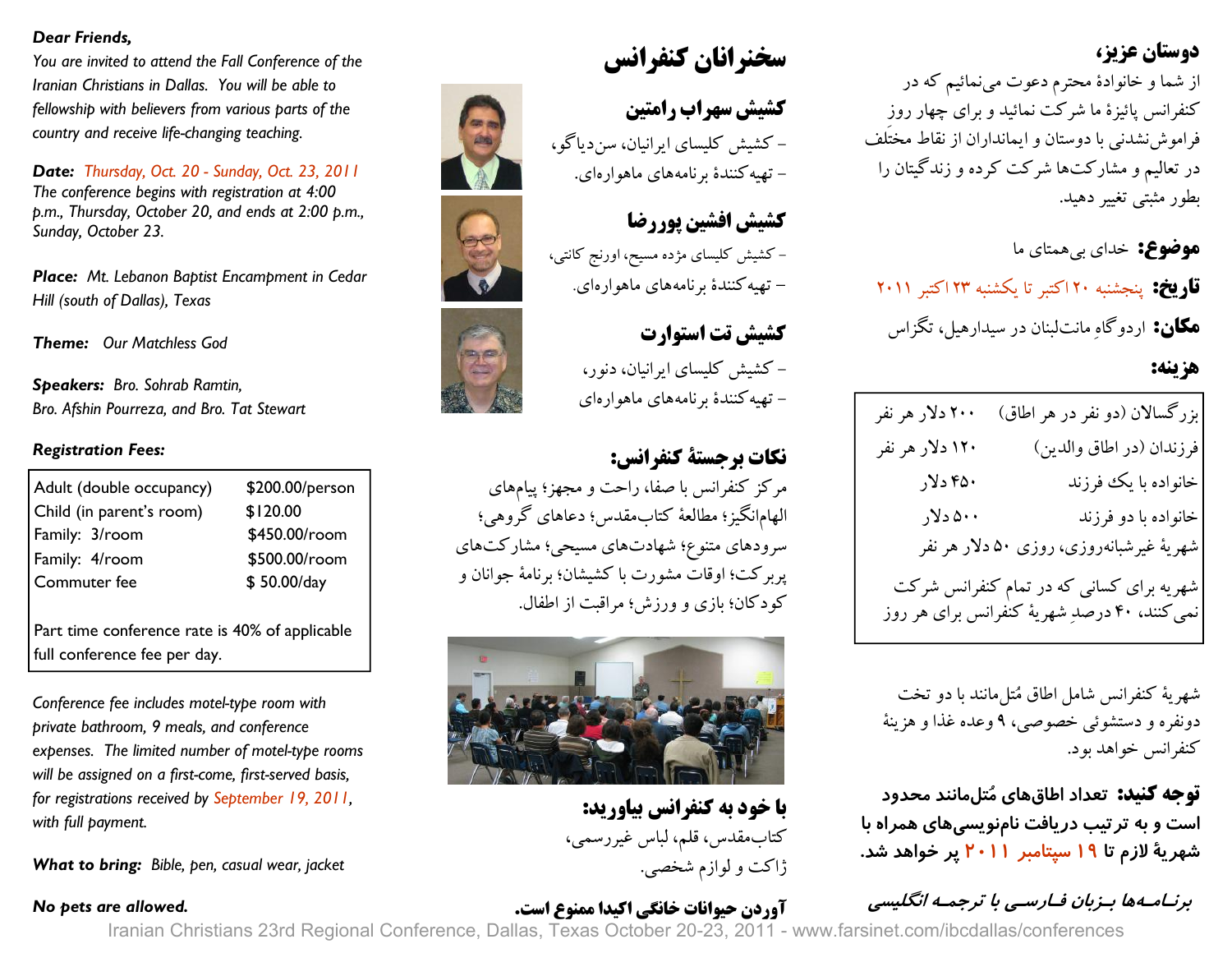**Dear Friends,**

*You are invited to attend the Fall Conference of the Iranian Christians in Dallas. You will be able to fellowship with believers from various parts of the country and receive life-changing teaching.*

***Date:*** *Thursday, Oct. 20 - Sunday, Oct. 23, 2011*
*The conference begins with registration at 4:00 p.m., Thursday, October 20, and ends at 2:00 p.m., Sunday, October 23.*

***Place:*** *Mt. Lebanon Baptist Encampment in Cedar Hill (south of Dallas), Texas*

***Theme:*** *Our Matchless God*

***Speakers:*** *Bro. Sohrab Ramtin, Bro. Afshin Pourreza, and Bro. Tat Stewart*

***Registration Fees:***

| | |
|---|---|
| Adult (double occupancy) | $200.00/person |
| Child (in parent's room) | $120.00 |
| Family: 3/room | $450.00/room |
| Family: 4/room | $500.00/room |
| Commuter fee | $ 50.00/day |

Part time conference rate is 40% of applicable full conference fee per day.

*Conference fee includes motel-type room with private bathroom, 9 meals, and conference expenses. The limited number of motel-type rooms will be assigned on a first-come, first-served basis, for registrations received by September 19, 2011, with full payment.*

***What to bring:*** *Bible, pen, casual wear, jacket*

***No pets are allowed.***

## سخنرانان کنفرانس

### کشیش سهراب رامتین

– کشیش کلیسای ایرانیان، سن‌دیاگو،
– تهیه‌کنندهٔ برنامه‌های ماهواره‌ای.

### کشیش افشین پوررضا

– کشیش کلیسای مژده مسیح، اورنج کانتی،
– تهیه‌کنندهٔ برنامه‌های ماهواره‌ای.

### کشیش تت استوارت

– کشیش کلیسای ایرانیان، دنور،
– تهیه‌کنندهٔ برنامه‌های ماهواره‌ای

### نکات برجستهٔ کنفرانس:

مرکز کنفرانس با صفا، راحت و مجهز؛ پیام‌های الهام‌انگیز؛ مطالعهٔ کتاب‌مقدس؛ دعاهای گروهی؛ سرودهای متنوع؛ شهادت‌های مسیحی؛ مشارکت‌های پربرکت؛ اوقات مشورت با کشیشان؛ برنامهٔ جوانان و کودکان؛ بازی و ورزش؛ مراقبت از اطفال.

### با خود به کنفرانس بیاورید:

کتاب‌مقدس، قلم، لباس غیررسمی، ژاکت و لوازم شخصی.

**آوردن حیوانات خانگی اکیدا ممنوع است.**

## دوستان عزیز،

از شما و خانوادهٔ محترم دعوت می‌نمائیم که در کنفرانس پائیزهٔ ما شرکت نمائید و برای چهار روز فراموش‌نشدنی با دوستان و ایمانداران از نقاط مختلف در تعالیم و مشارکت‌ها شرکت کرده و زندگیتان را بطور مثبتی تغییر دهید.

**موضوع:** خدای بی‌همتای ما

**تاریخ:** پنجشنبه ۲۰ اکتبر تا یکشنبه ۲۳ اکتبر ۲۰۱۱

**مکان:** اردوگاهِ مانت‌لبنان در سیدارهیل، تگزاس

**هزینه:**

| | |
|---|---|
| بزرگسالان (دو نفر در هر اطاق) | ۲۰۰ دلار هر نفر |
| فرزندان (در اطاق والدین) | ۱۲۰ دلار هر نفر |
| خانواده با یک فرزند | ۴۵۰ دلار |
| خانواده با دو فرزند | ۵۰۰ دلار |
| شهریهٔ غیرشبانه‌روزی، روزی ۵۰ دلار هر نفر | |

شهریه برای کسانی که در تمام کنفرانس شرکت نمی‌کنند، ۴۰ درصدِ شهریهٔ کنفرانس برای هر روز

شهریهٔ کنفرانس شامل اطاق مُتل‌مانند با دو تخت دونفره و دستشوئی خصوصی، ۹ وعده غذا و هزینهٔ کنفرانس خواهد بود.

**توجه کنید: تعداد اطاق‌های مُتل‌مانند محدود است و به ترتیب دریافت نام‌نویسی‌های همراه با شهریهٔ لازم تا ۱۹ سپتامبر ۲۰۱۱ پر خواهد شد.**

***برنامه‌ها بزبان فارسی با ترجمه انگلیسی***

Iranian Christians 23rd Regional Conference, Dallas, Texas October 20-23, 2011 - www.farsinet.com/ibcdallas/conferences